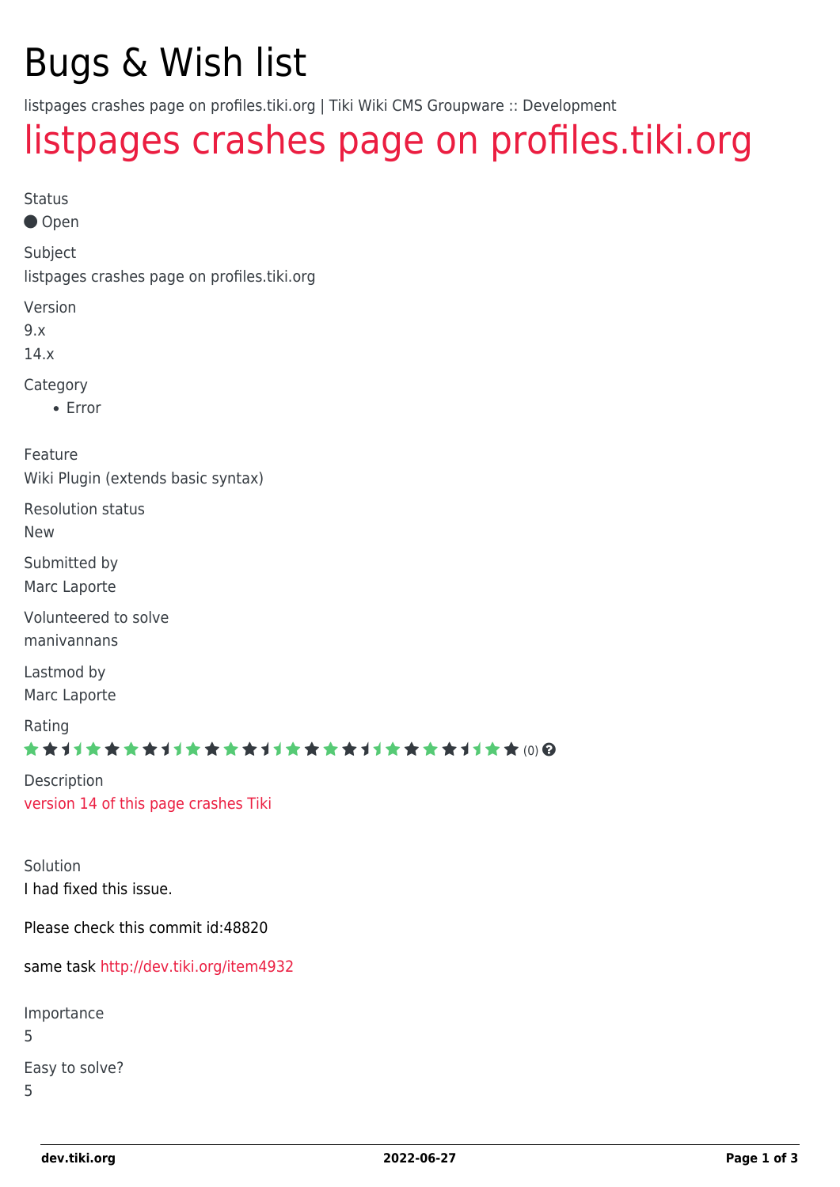# Bugs & Wish list

listpages crashes page on profiles.tiki.org | Tiki Wiki CMS Groupware :: Development

## listpages crashes page on profiles.tiki.org

Status

Open

Subject

listpages crashes page on profiles.tiki.org

Version

9.x

14.x

Category

- Error

Feature

Wiki Plugin (extends basic syntax)

Resolution status

New

Submitted by

Marc Laporte

Volunteered to solve

manivannans

Lastmod by

Marc Laporte

Rating

(0)

Description

version 14 of this page crashes Tiki

Solution

I had fixed this issue.

Please check this commit id:48820

same task http://dev.tiki.org/item4932

Importance

5

Easy to solve?

5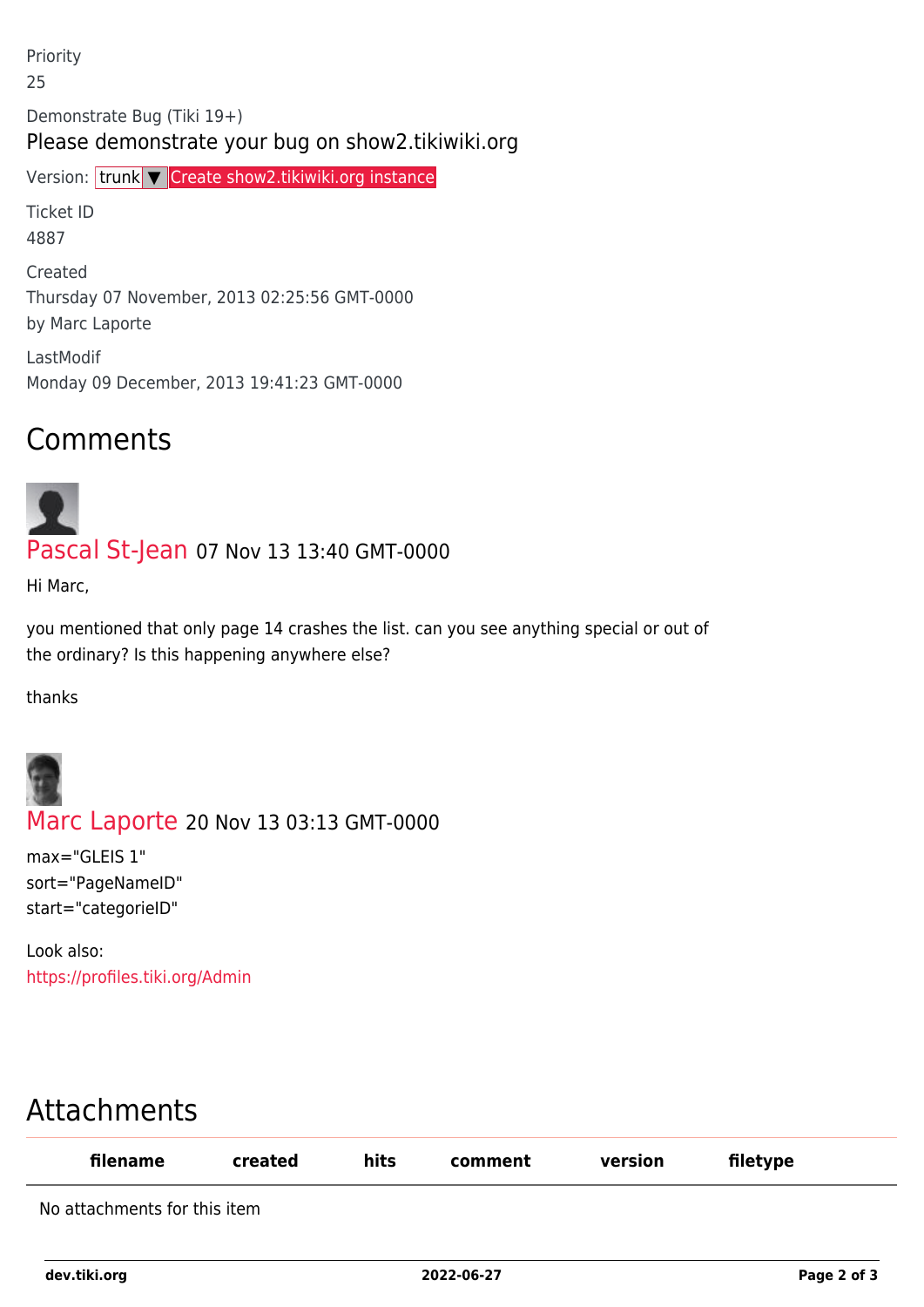Priority
25

Demonstrate Bug (Tiki 19+)
Please demonstrate your bug on show2.tikiwiki.org

Version: trunk ▼ Create show2.tikiwiki.org instance

Ticket ID
4887

Created
Thursday 07 November, 2013 02:25:56 GMT-0000
by Marc Laporte

LastModif
Monday 09 December, 2013 19:41:23 GMT-0000

## Comments

Pascal St-Jean 07 Nov 13 13:40 GMT-0000

Hi Marc,

you mentioned that only page 14 crashes the list. can you see anything special or out of the ordinary? Is this happening anywhere else?

thanks

Marc Laporte 20 Nov 13 03:13 GMT-0000

max="GLEIS 1"
sort="PageNameID"
start="categorieID"

Look also:
https://profiles.tiki.org/Admin

## Attachments

| filename | created | hits | comment | version | filetype |
|---|---|---|---|---|---|
| No attachments for this item | | | | | |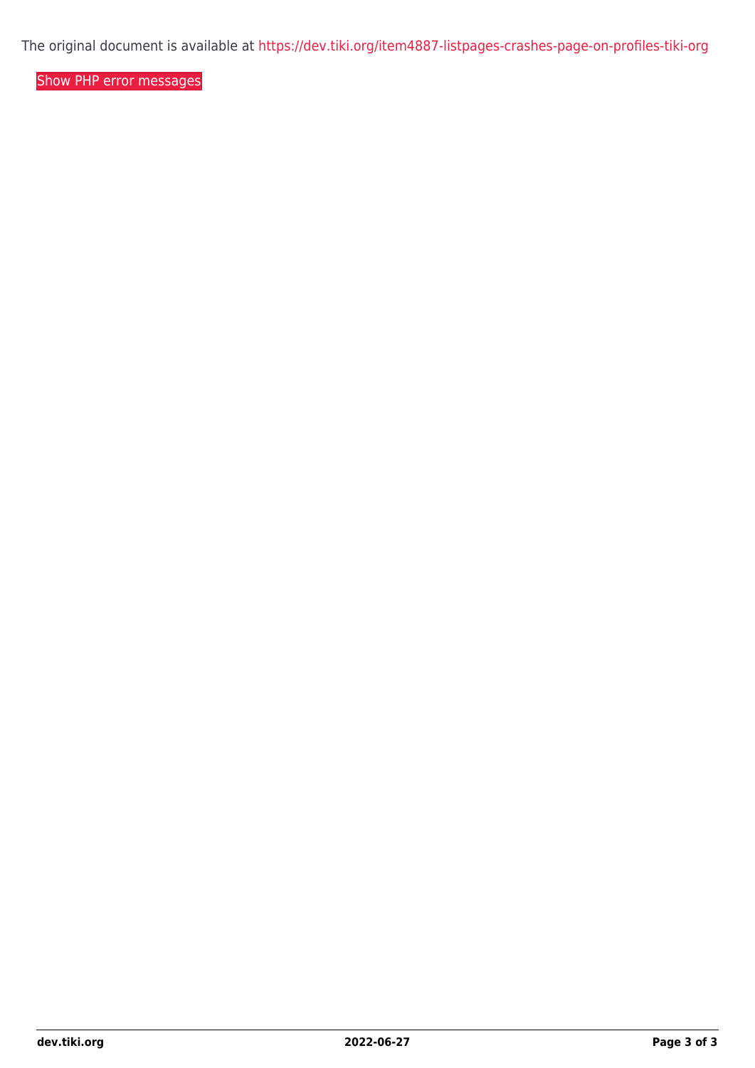The original document is available at https://dev.tiki.org/item4887-listpages-crashes-page-on-profiles-tiki-org

Show PHP error messages